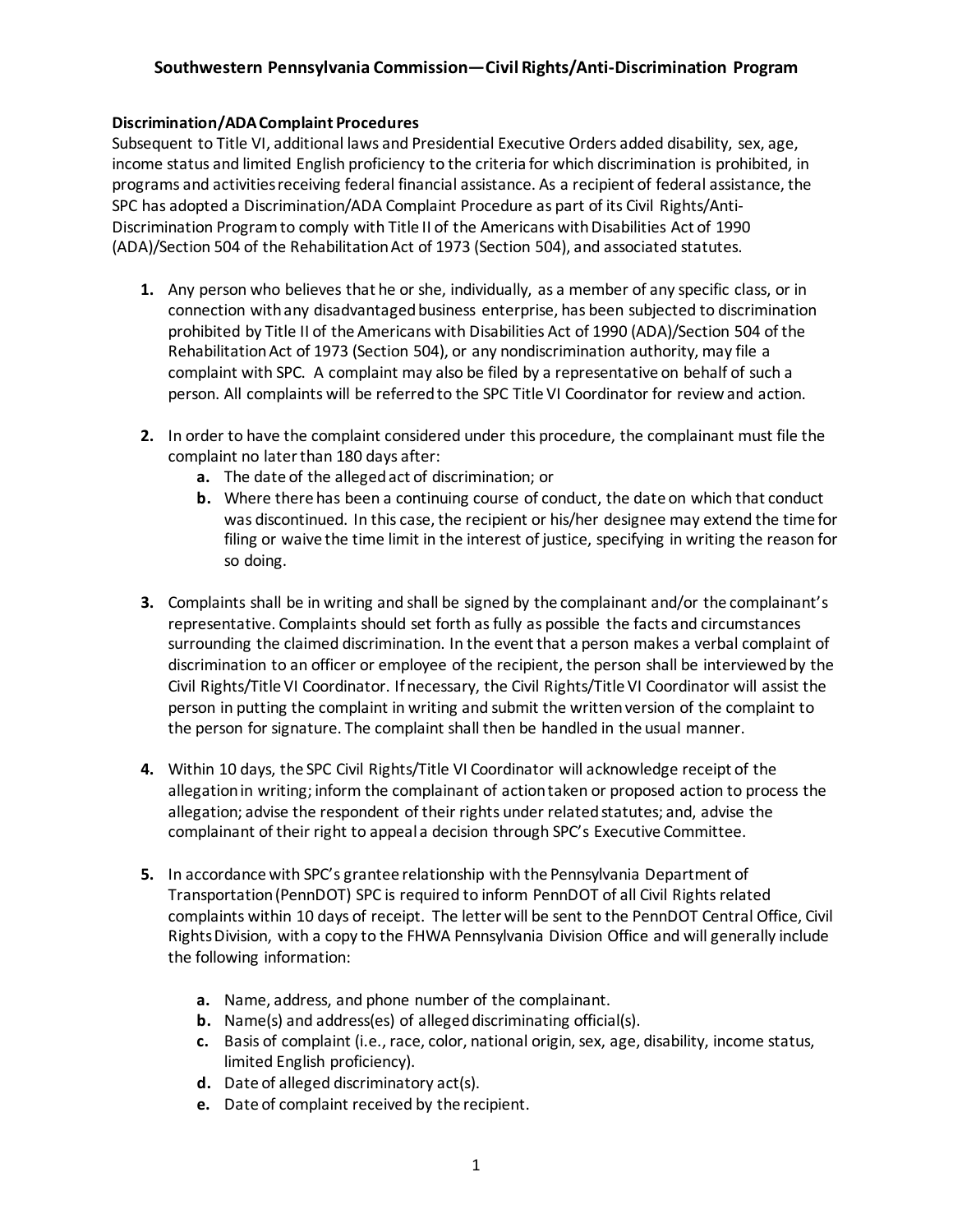# Southwestern Pennsylvania Commission—Civil Rights/Anti-Discrimination Program

## Discrimination/ADA Complaint Procedures

Subsequent to Title VI, additional laws and Presidential Executive Orders added disability, sex, age, income status and limited English proficiency to the criteria for which discrimination is prohibited, in programs and activities receiving federal financial assistance. As a recipient of federal assistance, the SPC has adopted a Discrimination/ADA Complaint Procedure as part of its Civil Rights/Anti-Discrimination Program to comply with Title II of the Americans with Disabilities Act of 1990 (ADA)/Section 504 of the Rehabilitation Act of 1973 (Section 504), and associated statutes.

1. Any person who believes that he or she, individually, as a member of any specific class, or in connection with any disadvantaged business enterprise, has been subjected to discrimination prohibited by Title II of the Americans with Disabilities Act of 1990 (ADA)/Section 504 of the Rehabilitation Act of 1973 (Section 504), or any nondiscrimination authority, may file a complaint with SPC. A complaint may also be filed by a representative on behalf of such a person. All complaints will be referred to the SPC Title VI Coordinator for review and action.

2. In order to have the complaint considered under this procedure, the complainant must file the complaint no later than 180 days after:
   a. The date of the alleged act of discrimination; or
   b. Where there has been a continuing course of conduct, the date on which that conduct was discontinued. In this case, the recipient or his/her designee may extend the time for filing or waive the time limit in the interest of justice, specifying in writing the reason for so doing.

3. Complaints shall be in writing and shall be signed by the complainant and/or the complainant's representative. Complaints should set forth as fully as possible the facts and circumstances surrounding the claimed discrimination. In the event that a person makes a verbal complaint of discrimination to an officer or employee of the recipient, the person shall be interviewed by the Civil Rights/Title VI Coordinator. If necessary, the Civil Rights/Title VI Coordinator will assist the person in putting the complaint in writing and submit the written version of the complaint to the person for signature. The complaint shall then be handled in the usual manner.

4. Within 10 days, the SPC Civil Rights/Title VI Coordinator will acknowledge receipt of the allegation in writing; inform the complainant of action taken or proposed action to process the allegation; advise the respondent of their rights under related statutes; and, advise the complainant of their right to appeal a decision through SPC's Executive Committee.

5. In accordance with SPC's grantee relationship with the Pennsylvania Department of Transportation (PennDOT) SPC is required to inform PennDOT of all Civil Rights related complaints within 10 days of receipt. The letter will be sent to the PennDOT Central Office, Civil Rights Division, with a copy to the FHWA Pennsylvania Division Office and will generally include the following information:

   a. Name, address, and phone number of the complainant.
   b. Name(s) and address(es) of alleged discriminating official(s).
   c. Basis of complaint (i.e., race, color, national origin, sex, age, disability, income status, limited English proficiency).
   d. Date of alleged discriminatory act(s).
   e. Date of complaint received by the recipient.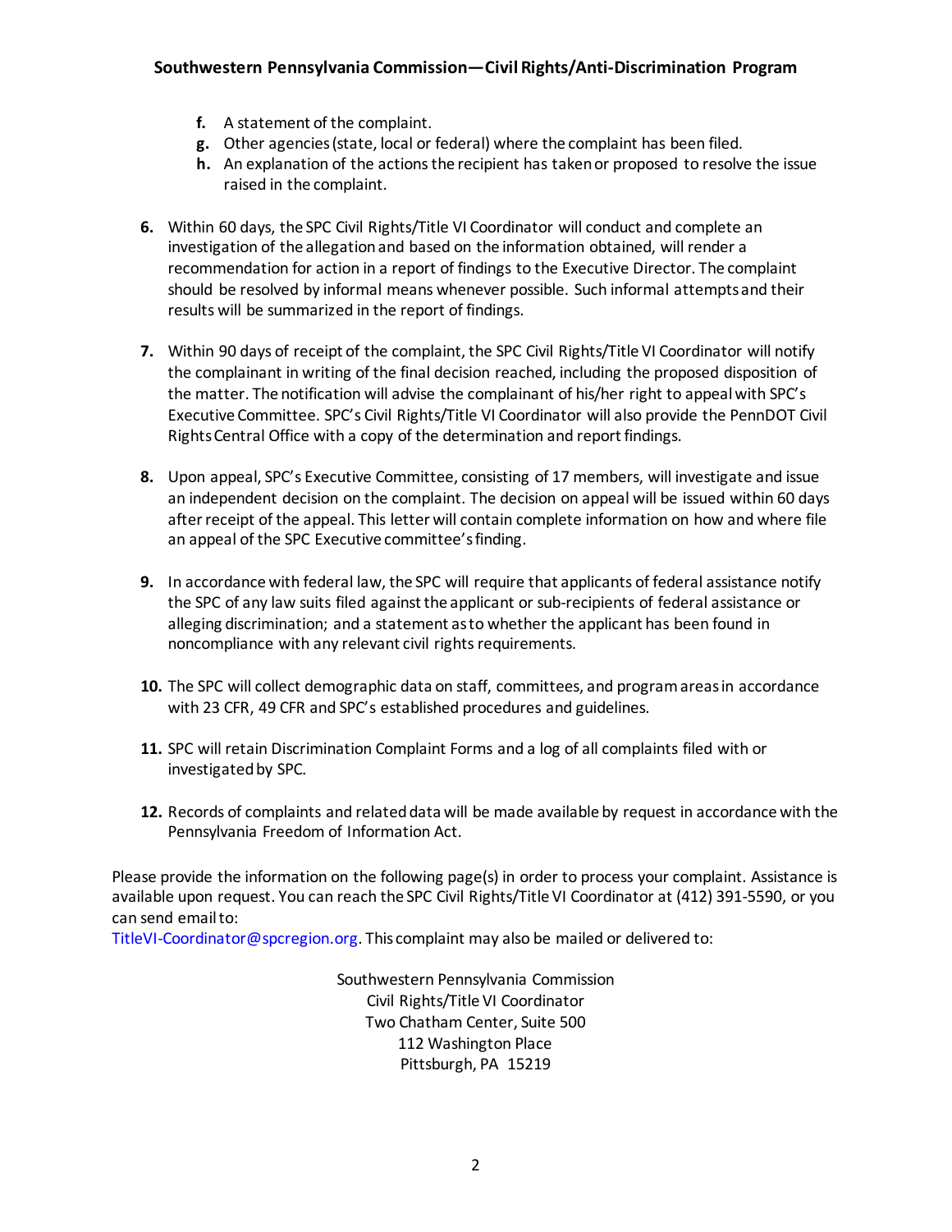f. A statement of the complaint.
g. Other agencies (state, local or federal) where the complaint has been filed.
h. An explanation of the actions the recipient has taken or proposed to resolve the issue raised in the complaint.

6. Within 60 days, the SPC Civil Rights/Title VI Coordinator will conduct and complete an investigation of the allegation and based on the information obtained, will render a recommendation for action in a report of findings to the Executive Director. The complaint should be resolved by informal means whenever possible. Such informal attempts and their results will be summarized in the report of findings.

7. Within 90 days of receipt of the complaint, the SPC Civil Rights/Title VI Coordinator will notify the complainant in writing of the final decision reached, including the proposed disposition of the matter. The notification will advise the complainant of his/her right to appeal with SPC's Executive Committee. SPC's Civil Rights/Title VI Coordinator will also provide the PennDOT Civil Rights Central Office with a copy of the determination and report findings.

8. Upon appeal, SPC's Executive Committee, consisting of 17 members, will investigate and issue an independent decision on the complaint. The decision on appeal will be issued within 60 days after receipt of the appeal. This letter will contain complete information on how and where file an appeal of the SPC Executive committee's finding.

9. In accordance with federal law, the SPC will require that applicants of federal assistance notify the SPC of any law suits filed against the applicant or sub-recipients of federal assistance or alleging discrimination; and a statement as to whether the applicant has been found in noncompliance with any relevant civil rights requirements.

10. The SPC will collect demographic data on staff, committees, and program areas in accordance with 23 CFR, 49 CFR and SPC's established procedures and guidelines.

11. SPC will retain Discrimination Complaint Forms and a log of all complaints filed with or investigated by SPC.

12. Records of complaints and related data will be made available by request in accordance with the Pennsylvania Freedom of Information Act.

Please provide the information on the following page(s) in order to process your complaint. Assistance is available upon request. You can reach the SPC Civil Rights/Title VI Coordinator at (412) 391-5590, or you can send email to:
TitleVI-Coordinator@spcregion.org. This complaint may also be mailed or delivered to:

Southwestern Pennsylvania Commission
Civil Rights/Title VI Coordinator
Two Chatham Center, Suite 500
112 Washington Place
Pittsburgh, PA 15219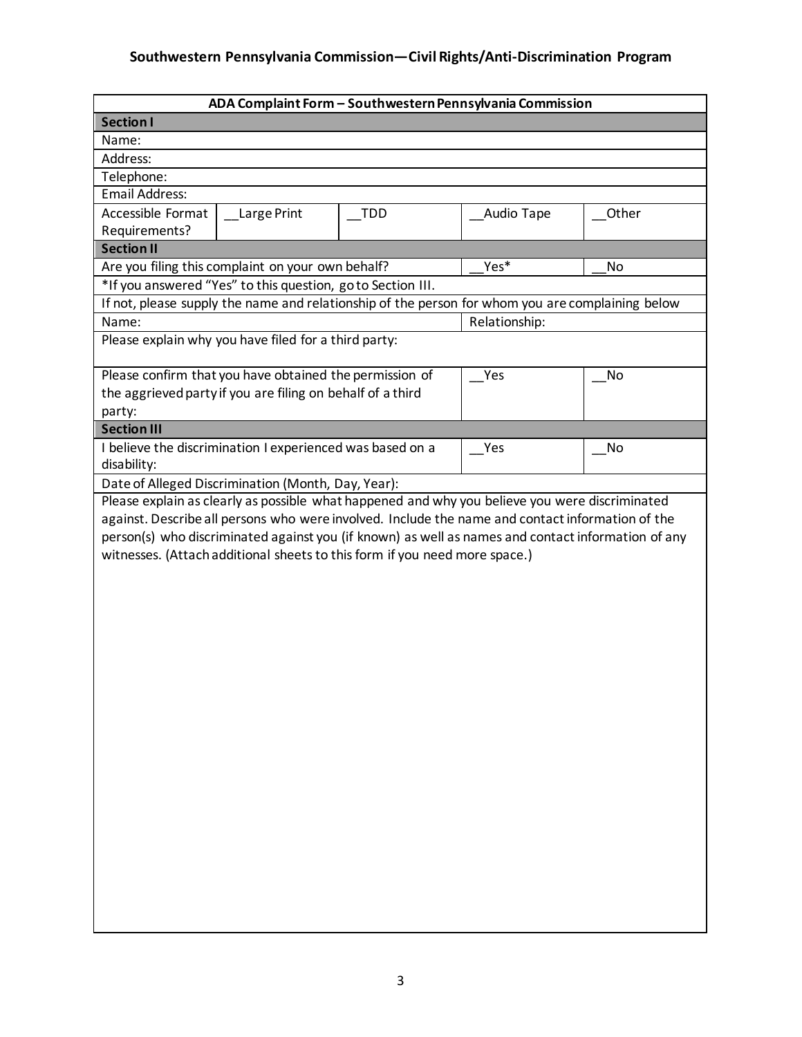# Southwestern Pennsylvania Commission—Civil Rights/Anti-Discrimination Program

| ADA Complaint Form – Southwestern Pennsylvania Commission | | | | |
|---|---|---|---|---|
| **Section I** | | | | |
| Name: | | | | |
| Address: | | | | |
| Telephone: | | | | |
| Email Address: | | | | |
| Accessible Format Requirements? | __Large Print | __TDD | __Audio Tape | __Other |
| **Section II** | | | | |
| Are you filing this complaint on your own behalf? | | | __Yes* | __No |
| *If you answered "Yes" to this question, go to Section III. | | | | |
| If not, please supply the name and relationship of the person for whom you are complaining below | | | | |
| Name: | | | Relationship: | |
| Please explain why you have filed for a third party: | | | | |
| Please confirm that you have obtained the permission of the aggrieved party if you are filing on behalf of a third party: | | | __Yes | __No |
| **Section III** | | | | |
| I believe the discrimination I experienced was based on a disability: | | | __Yes | __No |
| Date of Alleged Discrimination (Month, Day, Year): | | | | |
| Please explain as clearly as possible what happened and why you believe you were discriminated against. Describe all persons who were involved. Include the name and contact information of the person(s) who discriminated against you (if known) as well as names and contact information of any witnesses. (Attach additional sheets to this form if you need more space.) | | | | |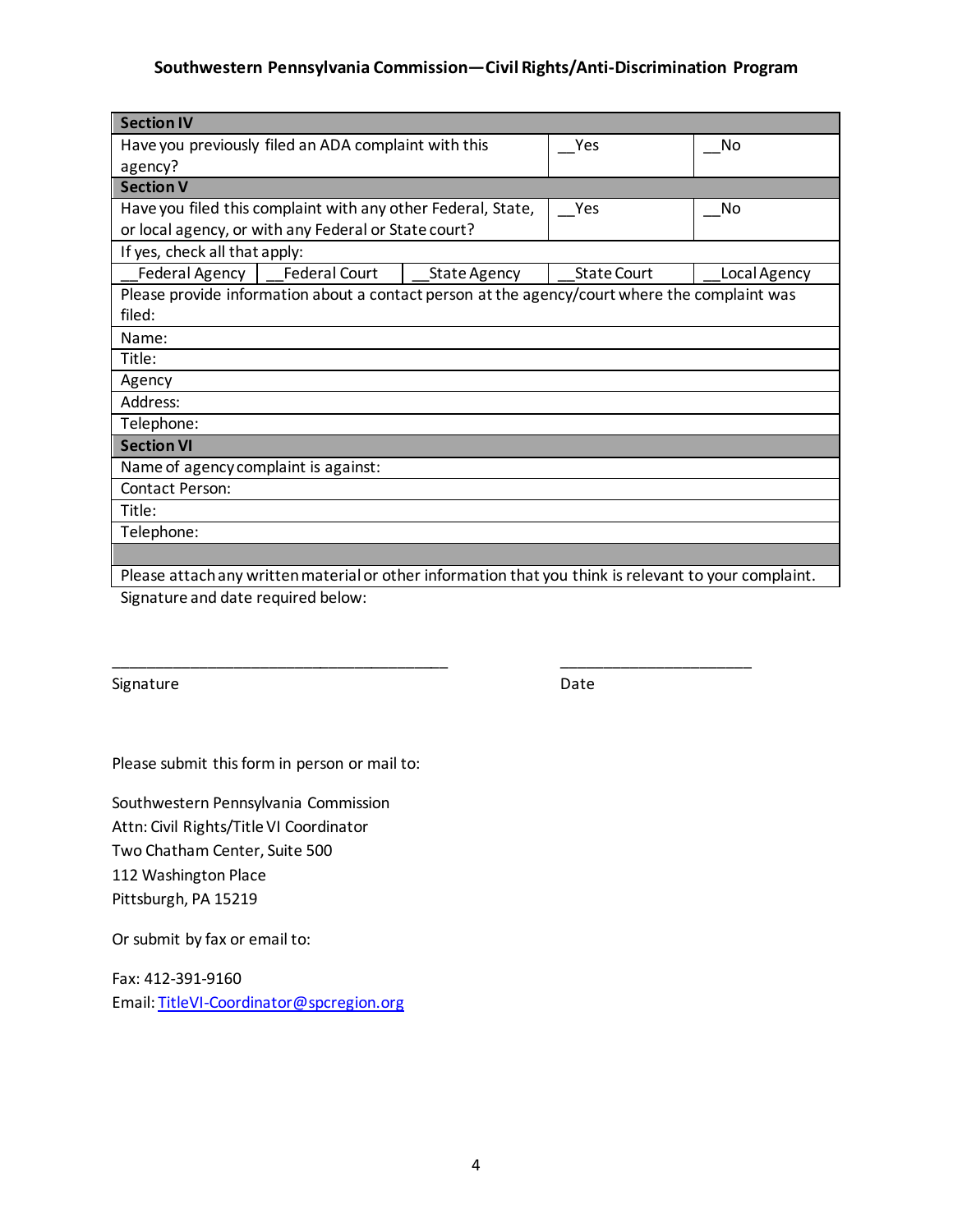**Southwestern Pennsylvania Commission—Civil Rights/Anti-Discrimination Program**

| **Section IV** | | | | |
|---|---|---|---|---|
| Have you previously filed an ADA complaint with this agency? | | | __Yes | __No |
| **Section V** | | | | |
| Have you filed this complaint with any other Federal, State, or local agency, or with any Federal or State court? | | | __Yes | __No |
| If yes, check all that apply: | | | | |
| __Federal Agency | __Federal Court | __State Agency | __State Court | __Local Agency |
| Please provide information about a contact person at the agency/court where the complaint was filed: | | | | |
| Name: | | | | |
| Title: | | | | |
| Agency | | | | |
| Address: | | | | |
| Telephone: | | | | |
| **Section VI** | | | | |
| Name of agency complaint is against: | | | | |
| Contact Person: | | | | |
| Title: | | | | |
| Telephone: | | | | |
| | | | | |
| Please attach any written material or other information that you think is relevant to your complaint. | | | | |

Signature and date required below:

\_\_\_\_\_\_\_\_\_\_\_\_\_\_\_\_\_\_\_\_\_\_\_\_\_\_\_\_\_\_\_\_\_\_\_\_\_\_\_\_ \_\_\_\_\_\_\_\_\_\_\_\_\_\_\_\_\_\_\_\_\_\_\_

Signature Date

Please submit this form in person or mail to:

Southwestern Pennsylvania Commission
Attn: Civil Rights/Title VI Coordinator
Two Chatham Center, Suite 500
112 Washington Place
Pittsburgh, PA 15219

Or submit by fax or email to:

Fax: 412-391-9160
Email: TitleVI-Coordinator@spcregion.org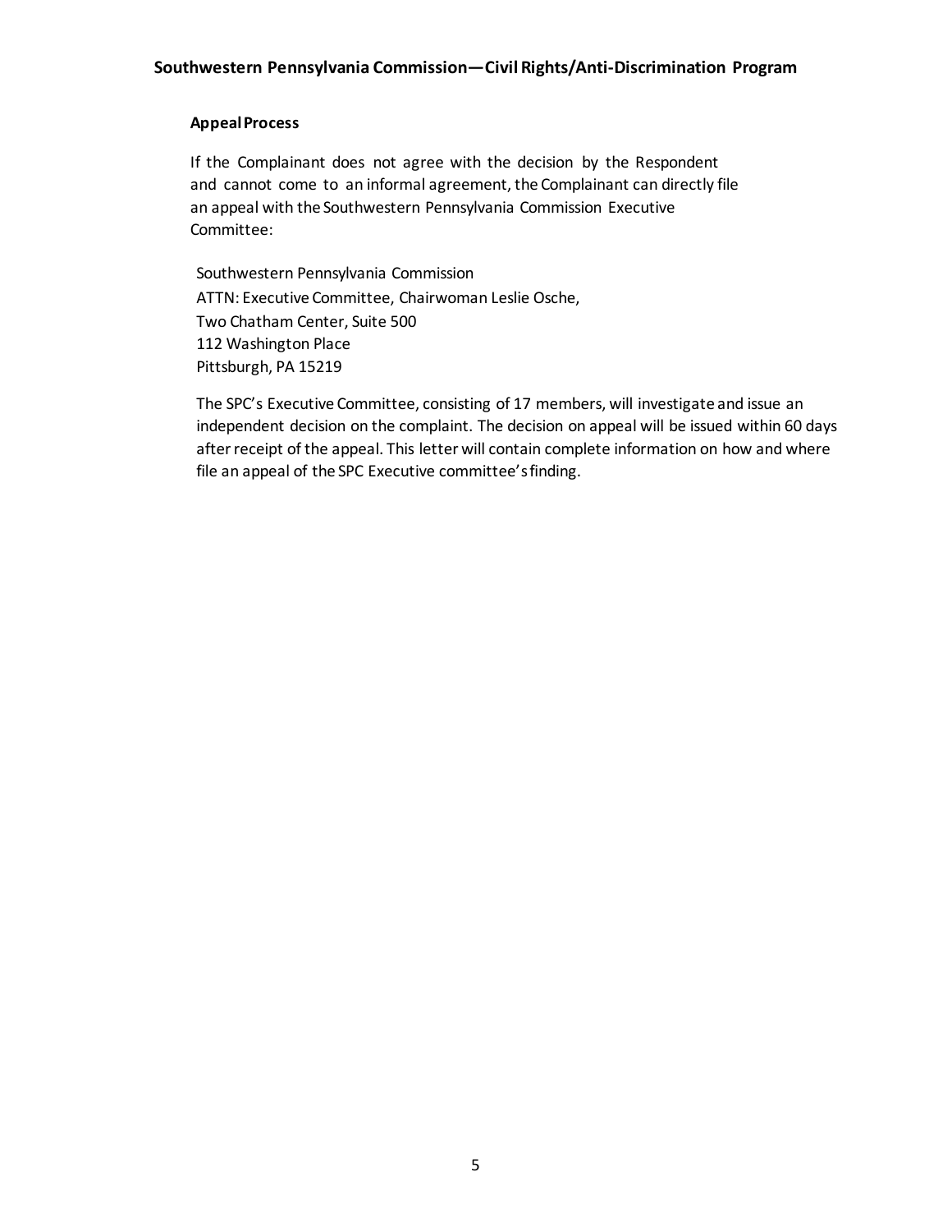**Appeal Process**

If the Complainant does not agree with the decision by the Respondent and cannot come to an informal agreement, the Complainant can directly file an appeal with the Southwestern Pennsylvania Commission Executive Committee:

Southwestern Pennsylvania Commission
ATTN: Executive Committee, Chairwoman Leslie Osche,
Two Chatham Center, Suite 500
112 Washington Place
Pittsburgh, PA 15219

The SPC's Executive Committee, consisting of 17 members, will investigate and issue an independent decision on the complaint. The decision on appeal will be issued within 60 days after receipt of the appeal. This letter will contain complete information on how and where file an appeal of the SPC Executive committee's finding.